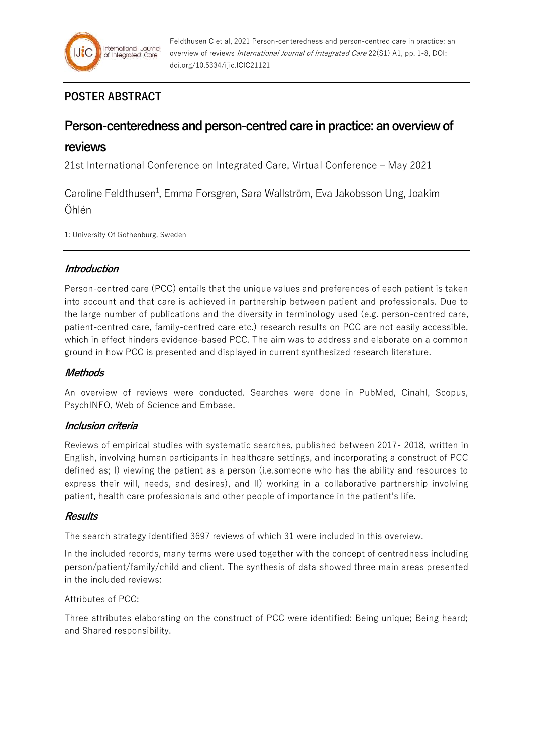## POSTER ABSTRACT

# Person-centeredness and person-centred care in practice: an overview of reviews

21st International Conference on Integrated Care, Virtual Conference – May 2021

Caroline Feldthusen[1], Emma Forsgren, Sara Wallström, Eva Jakobsson Ung, Joakim Öhlén

1: University Of Gothenburg, Sweden

### *Introduction*

Person-centred care (PCC) entails that the unique values and preferences of each patient is taken into account and that care is achieved in partnership between patient and professionals. Due to the large number of publications and the diversity in terminology used (e.g. person-centred care, patient-centred care, family-centred care etc.) research results on PCC are not easily accessible, which in effect hinders evidence-based PCC. The aim was to address and elaborate on a common ground in how PCC is presented and displayed in current synthesized research literature.

### *Methods*

An overview of reviews were conducted. Searches were done in PubMed, Cinahl, Scopus, PsychINFO, Web of Science and Embase.

### *Inclusion criteria*

Reviews of empirical studies with systematic searches, published between 2017- 2018, written in English, involving human participants in healthcare settings, and incorporating a construct of PCC defined as; I) viewing the patient as a person (i.e.someone who has the ability and resources to express their will, needs, and desires), and II) working in a collaborative partnership involving patient, health care professionals and other people of importance in the patient's life.

### *Results*

The search strategy identified 3697 reviews of which 31 were included in this overview.

In the included records, many terms were used together with the concept of centredness including person/patient/family/child and client. The synthesis of data showed three main areas presented in the included reviews:

Attributes of PCC:

Three attributes elaborating on the construct of PCC were identified: Being unique; Being heard; and Shared responsibility.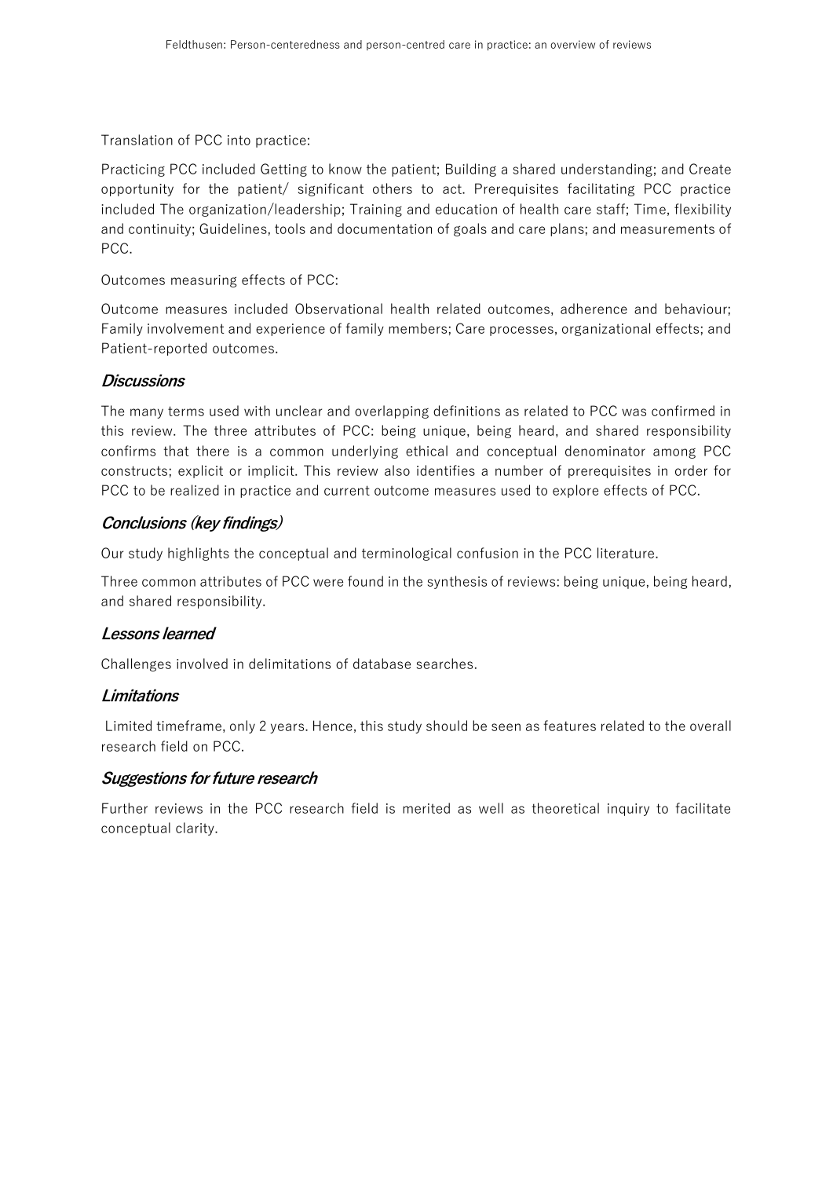Translation of PCC into practice:

Practicing PCC included Getting to know the patient; Building a shared understanding; and Create opportunity for the patient/ significant others to act. Prerequisites facilitating PCC practice included The organization/leadership; Training and education of health care staff; Time, flexibility and continuity; Guidelines, tools and documentation of goals and care plans; and measurements of PCC.

Outcomes measuring effects of PCC:

Outcome measures included Observational health related outcomes, adherence and behaviour; Family involvement and experience of family members; Care processes, organizational effects; and Patient-reported outcomes.

## *Discussions*

The many terms used with unclear and overlapping definitions as related to PCC was confirmed in this review. The three attributes of PCC: being unique, being heard, and shared responsibility confirms that there is a common underlying ethical and conceptual denominator among PCC constructs; explicit or implicit. This review also identifies a number of prerequisites in order for PCC to be realized in practice and current outcome measures used to explore effects of PCC.

## *Conclusions (key findings)*

Our study highlights the conceptual and terminological confusion in the PCC literature.

Three common attributes of PCC were found in the synthesis of reviews: being unique, being heard, and shared responsibility.

## *Lessons learned*

Challenges involved in delimitations of database searches.

## *Limitations*

Limited timeframe, only 2 years. Hence, this study should be seen as features related to the overall research field on PCC.

## *Suggestions for future research*

Further reviews in the PCC research field is merited as well as theoretical inquiry to facilitate conceptual clarity.